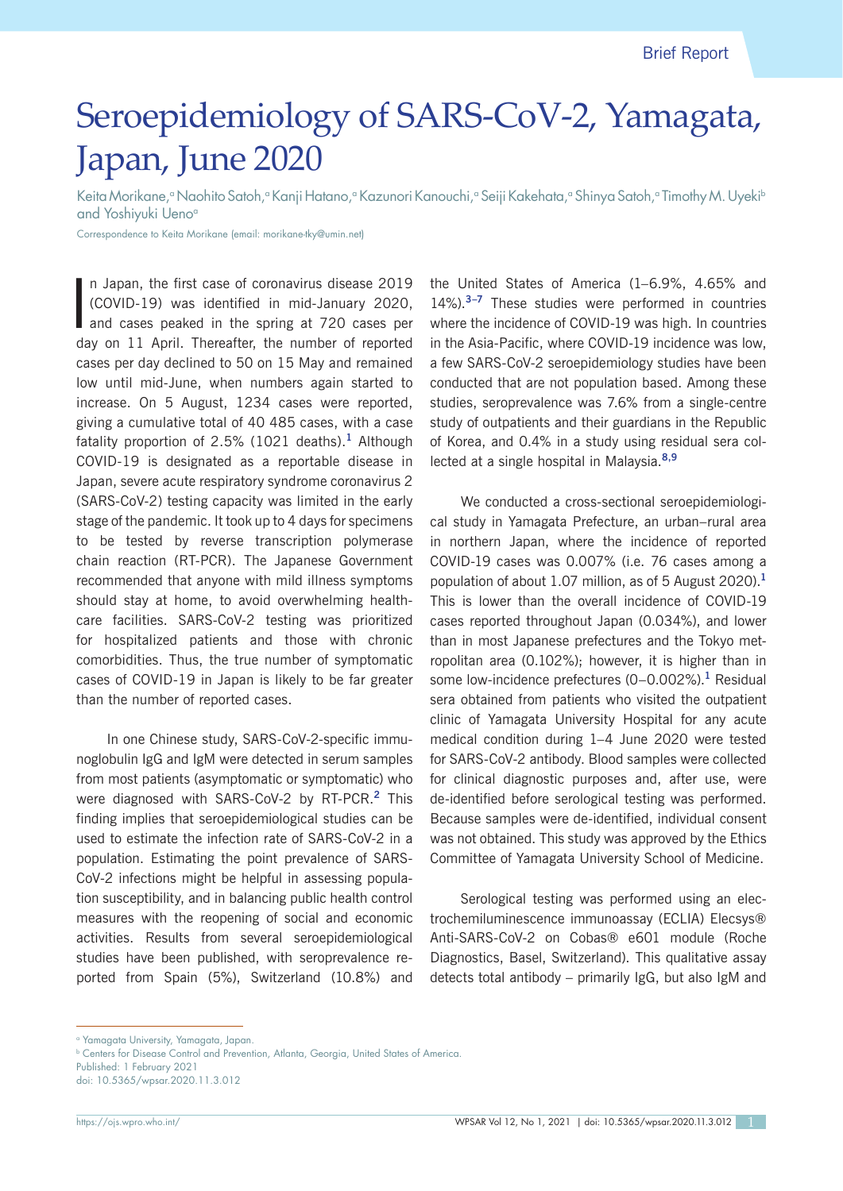Brief Report

# Seroepidemiology of SARS-CoV-2, Yamagata, Japan, June 2020

Keita Morikane,[a] Naohito Satoh,[a] Kanji Hatano,[a] Kazunori Kanouchi,[a] Seiji Kakehata,[a] Shinya Satoh,[a] Timothy M. Uyeki[b] and Yoshiyuki Ueno[a]

Correspondence to Keita Morikane (email: morikane-tky@umin.net)

In Japan, the first case of coronavirus disease 2019 (COVID-19) was identified in mid-January 2020, and cases peaked in the spring at 720 cases per day on 11 April. Thereafter, the number of reported cases per day declined to 50 on 15 May and remained low until mid-June, when numbers again started to increase. On 5 August, 1234 cases were reported, giving a cumulative total of 40 485 cases, with a case fatality proportion of 2.5% (1021 deaths).[1] Although COVID-19 is designated as a reportable disease in Japan, severe acute respiratory syndrome coronavirus 2 (SARS-CoV-2) testing capacity was limited in the early stage of the pandemic. It took up to 4 days for specimens to be tested by reverse transcription polymerase chain reaction (RT-PCR). The Japanese Government recommended that anyone with mild illness symptoms should stay at home, to avoid overwhelming health-care facilities. SARS-CoV-2 testing was prioritized for hospitalized patients and those with chronic comorbidities. Thus, the true number of symptomatic cases of COVID-19 in Japan is likely to be far greater than the number of reported cases.

In one Chinese study, SARS-CoV-2-specific immunoglobulin IgG and IgM were detected in serum samples from most patients (asymptomatic or symptomatic) who were diagnosed with SARS-CoV-2 by RT-PCR.[2] This finding implies that seroepidemiological studies can be used to estimate the infection rate of SARS-CoV-2 in a population. Estimating the point prevalence of SARS-CoV-2 infections might be helpful in assessing population susceptibility, and in balancing public health control measures with the reopening of social and economic activities. Results from several seroepidemiological studies have been published, with seroprevalence reported from Spain (5%), Switzerland (10.8%) and the United States of America (1–6.9%, 4.65% and 14%).[3–7] These studies were performed in countries where the incidence of COVID-19 was high. In countries in the Asia-Pacific, where COVID-19 incidence was low, a few SARS-CoV-2 seroepidemiology studies have been conducted that are not population based. Among these studies, seroprevalence was 7.6% from a single-centre study of outpatients and their guardians in the Republic of Korea, and 0.4% in a study using residual sera collected at a single hospital in Malaysia.[8,9]

We conducted a cross-sectional seroepidemiological study in Yamagata Prefecture, an urban–rural area in northern Japan, where the incidence of reported COVID-19 cases was 0.007% (i.e. 76 cases among a population of about 1.07 million, as of 5 August 2020).[1] This is lower than the overall incidence of COVID-19 cases reported throughout Japan (0.034%), and lower than in most Japanese prefectures and the Tokyo metropolitan area (0.102%); however, it is higher than in some low-incidence prefectures (0–0.002%).[1] Residual sera obtained from patients who visited the outpatient clinic of Yamagata University Hospital for any acute medical condition during 1–4 June 2020 were tested for SARS-CoV-2 antibody. Blood samples were collected for clinical diagnostic purposes and, after use, were de-identified before serological testing was performed. Because samples were de-identified, individual consent was not obtained. This study was approved by the Ethics Committee of Yamagata University School of Medicine.

Serological testing was performed using an electrochemiluminescence immunoassay (ECLIA) Elecsys® Anti-SARS-CoV-2 on Cobas® e601 module (Roche Diagnostics, Basel, Switzerland). This qualitative assay detects total antibody – primarily IgG, but also IgM and

[a] Yamagata University, Yamagata, Japan.
[b] Centers for Disease Control and Prevention, Atlanta, Georgia, United States of America.
Published: 1 February 2021
doi: 10.5365/wpsar.2020.11.3.012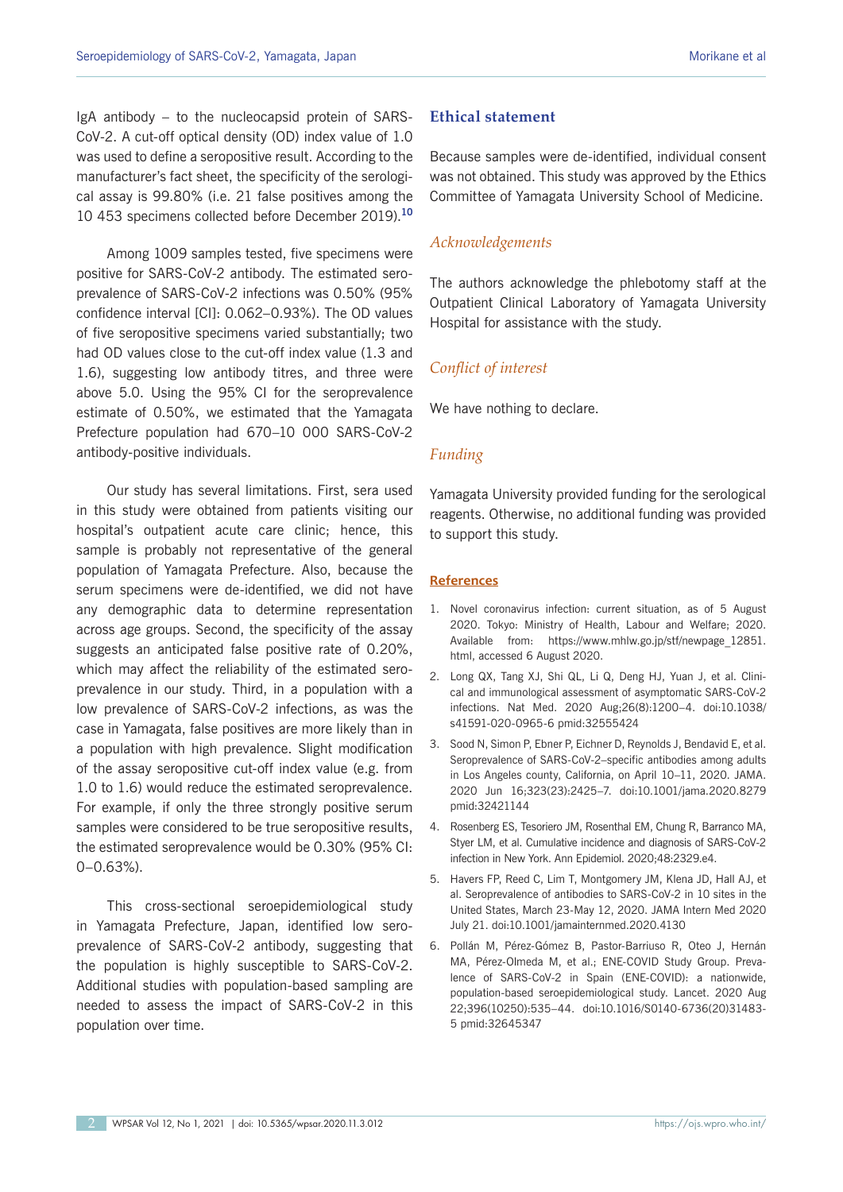IgA antibody – to the nucleocapsid protein of SARS-CoV-2. A cut-off optical density (OD) index value of 1.0 was used to define a seropositive result. According to the manufacturer's fact sheet, the specificity of the serological assay is 99.80% (i.e. 21 false positives among the 10 453 specimens collected before December 2019).[10]

Among 1009 samples tested, five specimens were positive for SARS-CoV-2 antibody. The estimated seroprevalence of SARS-CoV-2 infections was 0.50% (95% confidence interval [CI]: 0.062–0.93%). The OD values of five seropositive specimens varied substantially; two had OD values close to the cut-off index value (1.3 and 1.6), suggesting low antibody titres, and three were above 5.0. Using the 95% CI for the seroprevalence estimate of 0.50%, we estimated that the Yamagata Prefecture population had 670–10 000 SARS-CoV-2 antibody-positive individuals.

Our study has several limitations. First, sera used in this study were obtained from patients visiting our hospital's outpatient acute care clinic; hence, this sample is probably not representative of the general population of Yamagata Prefecture. Also, because the serum specimens were de-identified, we did not have any demographic data to determine representation across age groups. Second, the specificity of the assay suggests an anticipated false positive rate of 0.20%, which may affect the reliability of the estimated seroprevalence in our study. Third, in a population with a low prevalence of SARS-CoV-2 infections, as was the case in Yamagata, false positives are more likely than in a population with high prevalence. Slight modification of the assay seropositive cut-off index value (e.g. from 1.0 to 1.6) would reduce the estimated seroprevalence. For example, if only the three strongly positive serum samples were considered to be true seropositive results, the estimated seroprevalence would be 0.30% (95% CI: 0–0.63%).

This cross-sectional seroepidemiological study in Yamagata Prefecture, Japan, identified low seroprevalence of SARS-CoV-2 antibody, suggesting that the population is highly susceptible to SARS-CoV-2. Additional studies with population-based sampling are needed to assess the impact of SARS-CoV-2 in this population over time.

## Ethical statement

Because samples were de-identified, individual consent was not obtained. This study was approved by the Ethics Committee of Yamagata University School of Medicine.

### *Acknowledgements*

The authors acknowledge the phlebotomy staff at the Outpatient Clinical Laboratory of Yamagata University Hospital for assistance with the study.

### *Conflict of interest*

We have nothing to declare.

### *Funding*

Yamagata University provided funding for the serological reagents. Otherwise, no additional funding was provided to support this study.

## References

1. Novel coronavirus infection: current situation, as of 5 August 2020. Tokyo: Ministry of Health, Labour and Welfare; 2020. Available from: https://www.mhlw.go.jp/stf/newpage_12851.html, accessed 6 August 2020.
2. Long QX, Tang XJ, Shi QL, Li Q, Deng HJ, Yuan J, et al. Clinical and immunological assessment of asymptomatic SARS-CoV-2 infections. Nat Med. 2020 Aug;26(8):1200–4. doi:10.1038/s41591-020-0965-6 pmid:32555424
3. Sood N, Simon P, Ebner P, Eichner D, Reynolds J, Bendavid E, et al. Seroprevalence of SARS-CoV-2–specific antibodies among adults in Los Angeles county, California, on April 10–11, 2020. JAMA. 2020 Jun 16;323(23):2425–7. doi:10.1001/jama.2020.8279 pmid:32421144
4. Rosenberg ES, Tesoriero JM, Rosenthal EM, Chung R, Barranco MA, Styer LM, et al. Cumulative incidence and diagnosis of SARS-CoV-2 infection in New York. Ann Epidemiol. 2020;48:2329.e4.
5. Havers FP, Reed C, Lim T, Montgomery JM, Klena JD, Hall AJ, et al. Seroprevalence of antibodies to SARS-CoV-2 in 10 sites in the United States, March 23-May 12, 2020. JAMA Intern Med 2020 July 21. doi:10.1001/jamainternmed.2020.4130
6. Pollán M, Pérez-Gómez B, Pastor-Barriuso R, Oteo J, Hernán MA, Pérez-Olmeda M, et al.; ENE-COVID Study Group. Prevalence of SARS-CoV-2 in Spain (ENE-COVID): a nationwide, population-based seroepidemiological study. Lancet. 2020 Aug 22;396(10250):535–44. doi:10.1016/S0140-6736(20)31483-5 pmid:32645347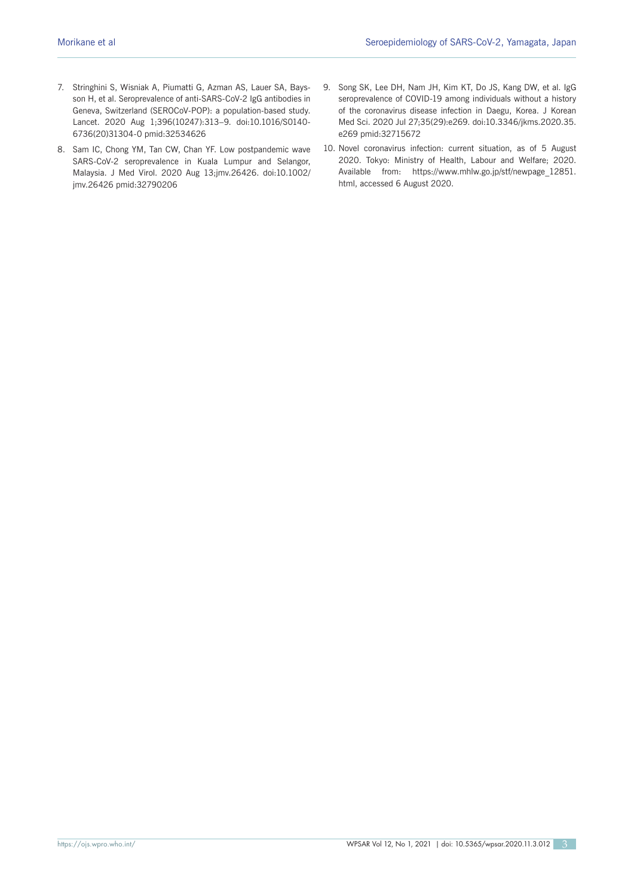7. Stringhini S, Wisniak A, Piumatti G, Azman AS, Lauer SA, Baysson H, et al. Seroprevalence of anti-SARS-CoV-2 IgG antibodies in Geneva, Switzerland (SEROCoV-POP): a population-based study. Lancet. 2020 Aug 1;396(10247):313–9. doi:10.1016/S0140-6736(20)31304-0 pmid:32534626
8. Sam IC, Chong YM, Tan CW, Chan YF. Low postpandemic wave SARS-CoV-2 seroprevalence in Kuala Lumpur and Selangor, Malaysia. J Med Virol. 2020 Aug 13;jmv.26426. doi:10.1002/jmv.26426 pmid:32790206
9. Song SK, Lee DH, Nam JH, Kim KT, Do JS, Kang DW, et al. IgG seroprevalence of COVID-19 among individuals without a history of the coronavirus disease infection in Daegu, Korea. J Korean Med Sci. 2020 Jul 27;35(29):e269. doi:10.3346/jkms.2020.35.e269 pmid:32715672
10. Novel coronavirus infection: current situation, as of 5 August 2020. Tokyo: Ministry of Health, Labour and Welfare; 2020. Available from: https://www.mhlw.go.jp/stf/newpage_12851.html, accessed 6 August 2020.